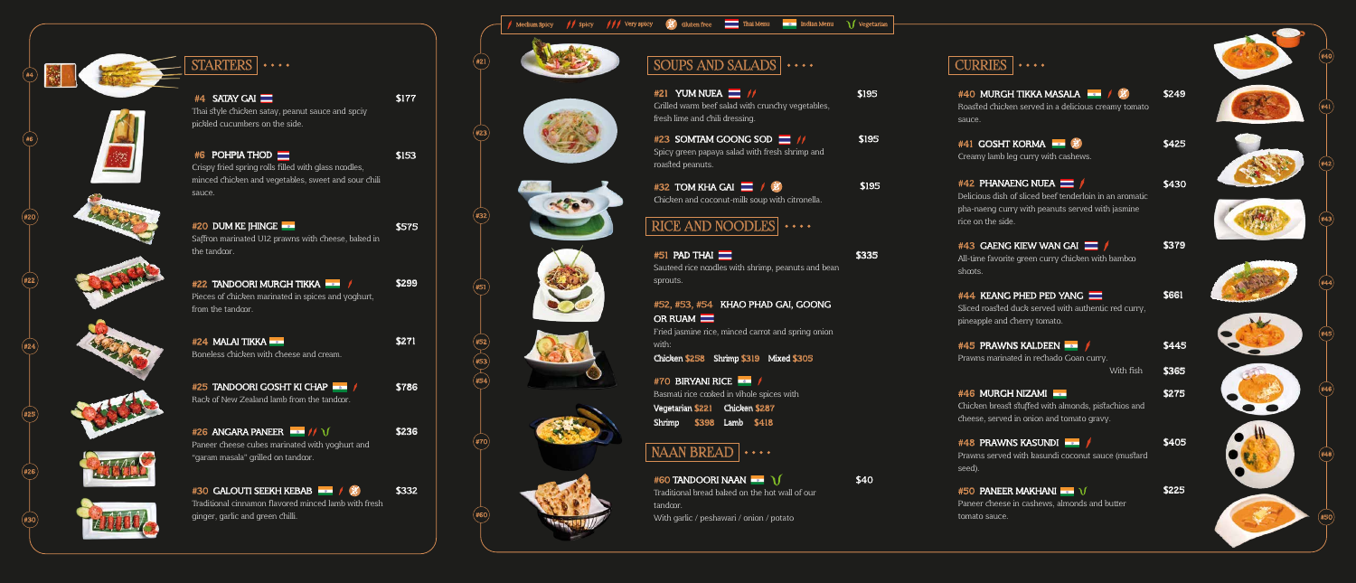Medium Spicy | Spicy | Very spicy | Gluten free | Thai Menu | Indian Menu | Vegetarian

## STARTERS

**#4 SATAY GAI** — **$177**
Thai style chicken satay, peanut sauce and spciy pickled cucumbers on the side.

**#6 POHPIA THOD** — **$153**
Crispy fried spring rolls filled with glass noodles, minced chicken and vegetables, sweet and sour chili sauce.

**#20 DUM KE JHINGE** — **$575**
Saffron marinated U12 prawns with cheese, baked in the tandoor.

**#22 TANDOORI MURGH TIKKA** — **$299**
Pieces of chicken marinated in spices and yoghurt, from the tandoor.

**#24 MALAI TIKKA** — **$271**
Boneless chicken with cheese and cream.

**#25 TANDOORI GOSHT KI CHAP** — **$786**
Rack of New Zealand lamb from the tandoor.

**#26 ANGARA PANEER** — **$236**
Paneer cheese cubes marinated with yoghurt and "garam masala" grilled on tandoor.

**#30 GALOUTI SEEKH KEBAB** — **$332**
Traditional cinnamon flavored minced lamb with fresh ginger, garlic and green chilli.

## SOUPS AND SALADS

**#21 YUM NUEA** — **$195**
Grilled warm beef salad with crunchy vegetables, fresh lime and chili dressing.

**#23 SOMTAM GOONG SOD** — **$195**
Spicy green papaya salad with fresh shrimp and roasted peanuts.

**#32 TOM KHA GAI** — **$195**
Chicken and coconut-milk soup with citronella.

## RICE AND NOODLES

**#51 PAD THAI** — **$335**
Sauteed rice noodles with shrimp, peanuts and bean sprouts.

**#52, #53, #54 KHAO PHAD GAI, GOONG OR RUAM**
Fried jasmine rice, minced carrot and spring onion with:
Chicken $258 Shrimp $319 Mixed $305

**#70 BIRYANI RICE**
Basmati rice cooked in whole spices with
Vegetarian $221 Chicken $287
Shrimp $398 Lamb $418

## NAAN BREAD

**#60 TANDOORI NAAN** — **$40**
Traditional bread baked on the hot wall of our tandoor.
With garlic / peshawari / onion / potato

## CURRIES

**#40 MURGH TIKKA MASALA** — **$249**
Roasted chicken served in a delicious creamy tomato sauce.

**#41 GOSHT KORMA** — **$425**
Creamy lamb leg curry with cashews.

**#42 PHANAENG NUEA** — **$430**
Delicious dish of sliced beef tenderloin in an aromatic pha-naeng curry with peanuts served with jasmine rice on the side.

**#43 GAENG KIEW WAN GAI** — **$379**
All-time favorite green curry chicken with bamboo shoots.

**#44 KEANG PHED PED YANG** — **$661**
Sliced roasted duck served with authentic red curry, pineapple and cherry tomato.

**#45 PRAWNS KALDEEN** — **$445**
Prawns marinated in rechado Goan curry.
With fish **$365**

**#46 MURGH NIZAMI** — **$275**
Chicken breast stuffed with almonds, pistachios and cheese, served in onion and tomato gravy.

**#48 PRAWNS KASUNDI** — **$405**
Prawns served with kasundi coconut sauce (mustard seed).

**#50 PANEER MAKHANI** — **$225**
Paneer cheese in cashews, almonds and butter tomato sauce.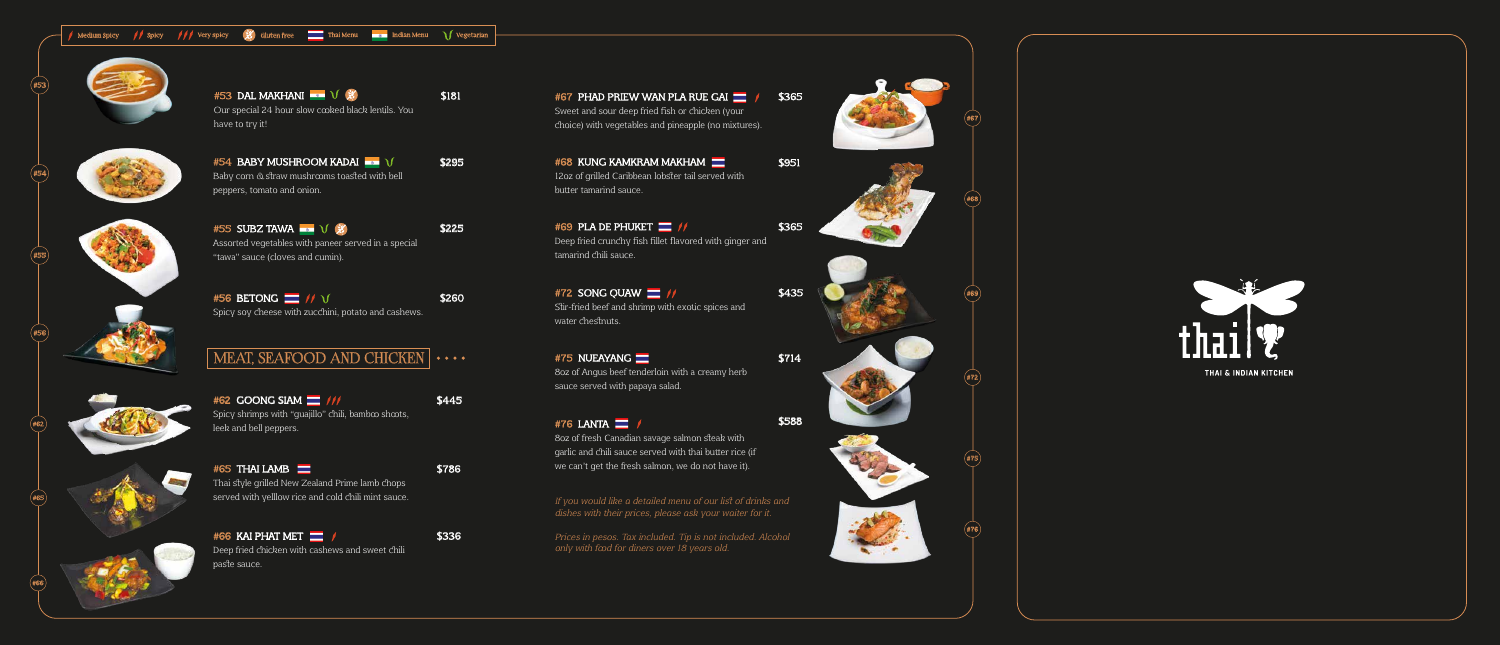Medium Spicy | Spicy | Very spicy | Gluten free | Thai Menu | Indian Menu | Vegetarian

**#53 DAL MAKHANI** — $181
Our special 24 hour slow cooked black lentils. You have to try it!

**#54 BABY MUSHROOM KADAI** — $295
Baby corn & straw mushrooms toasted with bell peppers, tomato and onion.

**#55 SUBZ TAWA** — $225
Assorted vegetables with paneer served in a special "tawa" sauce (cloves and cumin).

**#56 BETONG** — $260
Spicy soy cheese with zucchini, potato and cashews.

## MEAT, SEAFOOD AND CHICKEN

**#62 GOONG SIAM** — $445
Spicy shrimps with "guajillo" chili, bamboo shoots, leek and bell peppers.

**#65 THAI LAMB** — $786
Thai style grilled New Zealand Prime lamb chops served with yelllow rice and cold chili mint sauce.

**#66 KAI PHAT MET** — $336
Deep fried chicken with cashews and sweet chili paste sauce.

**#67 PHAD PRIEW WAN PLA RUE GAI** — $365
Sweet and sour deep fried fish or chicken (your choice) with vegetables and pineapple (no mixtures).

**#68 KUNG KAMKRAM MAKHAM** — $951
12oz of grilled Caribbean lobster tail served with butter tamarind sauce.

**#69 PLA DE PHUKET** — $365
Deep fried crunchy fish fillet flavored with ginger and tamarind chili sauce.

**#72 SONG QUAW** — $435
Stir-fried beef and shrimp with exotic spices and water chestnuts.

**#75 NUEAYANG** — $714
8oz of Angus beef tenderloin with a creamy herb sauce served with papaya salad.

**#76 LANTA** — $588
8oz of fresh Canadian savage salmon steak with garlic and chili sauce served with thai butter rice (if we can't get the fresh salmon, we do not have it).

*If you would like a detailed menu of our list of drinks and dishes with their prices, please ask your waiter for it.*

*Prices in pesos. Tax included. Tip is not included. Alcohol only with food for diners over 18 years old.*

thai
THAI & INDIAN KITCHEN